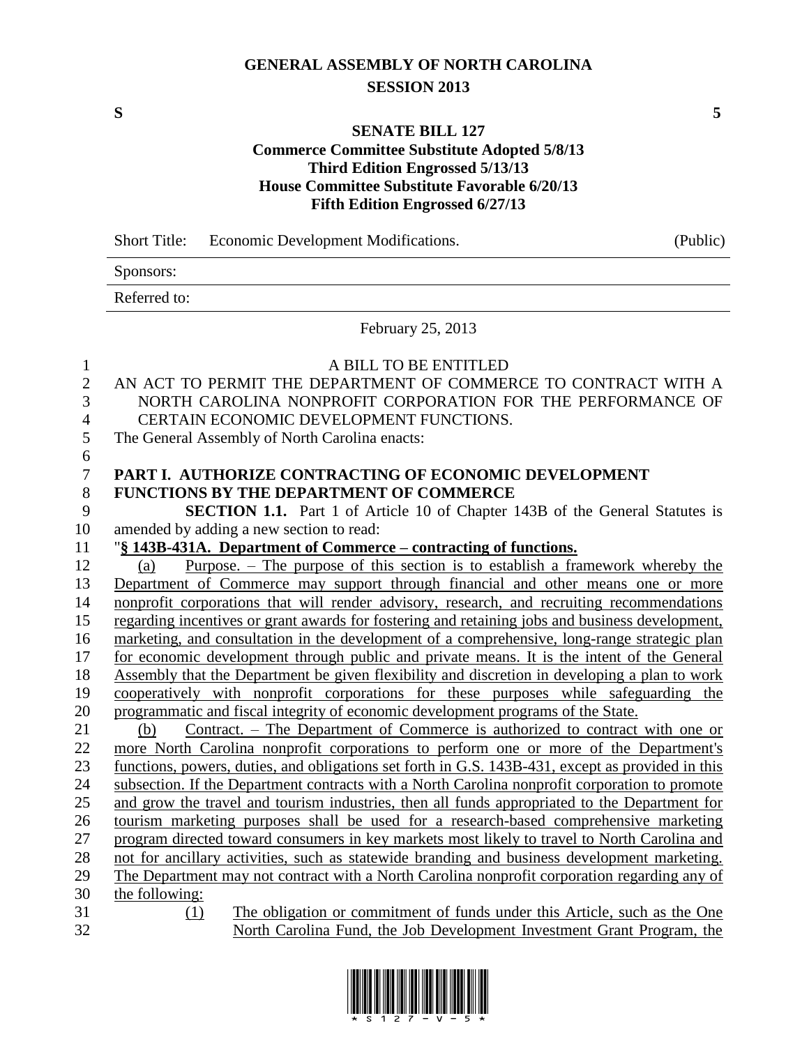# GENERAL ASSEMBLY OF NORTH CAROLINA
## SESSION 2013

**S** **5**

## SENATE BILL 127
**Commerce Committee Substitute Adopted 5/8/13**
**Third Edition Engrossed 5/13/13**
**House Committee Substitute Favorable 6/20/13**
**Fifth Edition Engrossed 6/27/13**

Short Title: Economic Development Modifications. (Public)

Sponsors:

Referred to:

February 25, 2013

A BILL TO BE ENTITLED

AN ACT TO PERMIT THE DEPARTMENT OF COMMERCE TO CONTRACT WITH A NORTH CAROLINA NONPROFIT CORPORATION FOR THE PERFORMANCE OF CERTAIN ECONOMIC DEVELOPMENT FUNCTIONS.

The General Assembly of North Carolina enacts:

**PART I. AUTHORIZE CONTRACTING OF ECONOMIC DEVELOPMENT FUNCTIONS BY THE DEPARTMENT OF COMMERCE**

**SECTION 1.1.** Part 1 of Article 10 of Chapter 143B of the General Statutes is amended by adding a new section to read:

"**§ 143B-431A. Department of Commerce – contracting of functions.**

(a) Purpose. – The purpose of this section is to establish a framework whereby the Department of Commerce may support through financial and other means one or more nonprofit corporations that will render advisory, research, and recruiting recommendations regarding incentives or grant awards for fostering and retaining jobs and business development, marketing, and consultation in the development of a comprehensive, long-range strategic plan for economic development through public and private means. It is the intent of the General Assembly that the Department be given flexibility and discretion in developing a plan to work cooperatively with nonprofit corporations for these purposes while safeguarding the programmatic and fiscal integrity of economic development programs of the State.

(b) Contract. – The Department of Commerce is authorized to contract with one or more North Carolina nonprofit corporations to perform one or more of the Department's functions, powers, duties, and obligations set forth in G.S. 143B-431, except as provided in this subsection. If the Department contracts with a North Carolina nonprofit corporation to promote and grow the travel and tourism industries, then all funds appropriated to the Department for tourism marketing purposes shall be used for a research-based comprehensive marketing program directed toward consumers in key markets most likely to travel to North Carolina and not for ancillary activities, such as statewide branding and business development marketing. The Department may not contract with a North Carolina nonprofit corporation regarding any of the following:

(1) The obligation or commitment of funds under this Article, such as the One North Carolina Fund, the Job Development Investment Grant Program, the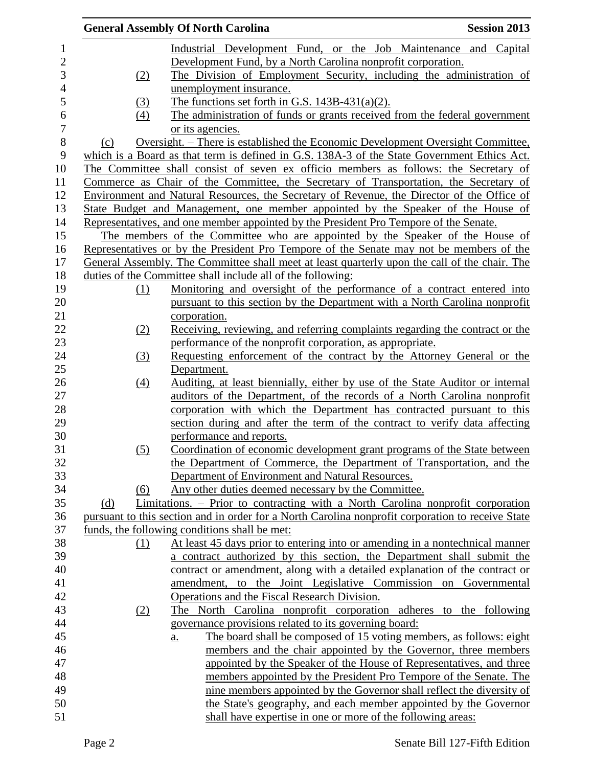Industrial Development Fund, or the Job Maintenance and Capital Development Fund, by a North Carolina nonprofit corporation.

(2) The Division of Employment Security, including the administration of unemployment insurance.

(3) The functions set forth in G.S. 143B-431(a)(2).

(4) The administration of funds or grants received from the federal government or its agencies.

(c) Oversight. – There is established the Economic Development Oversight Committee, which is a Board as that term is defined in G.S. 138A-3 of the State Government Ethics Act. The Committee shall consist of seven ex officio members as follows: the Secretary of Commerce as Chair of the Committee, the Secretary of Transportation, the Secretary of Environment and Natural Resources, the Secretary of Revenue, the Director of the Office of State Budget and Management, one member appointed by the Speaker of the House of Representatives, and one member appointed by the President Pro Tempore of the Senate.

The members of the Committee who are appointed by the Speaker of the House of Representatives or by the President Pro Tempore of the Senate may not be members of the General Assembly. The Committee shall meet at least quarterly upon the call of the chair. The duties of the Committee shall include all of the following:

(1) Monitoring and oversight of the performance of a contract entered into pursuant to this section by the Department with a North Carolina nonprofit corporation.

(2) Receiving, reviewing, and referring complaints regarding the contract or the performance of the nonprofit corporation, as appropriate.

(3) Requesting enforcement of the contract by the Attorney General or the Department.

(4) Auditing, at least biennially, either by use of the State Auditor or internal auditors of the Department, of the records of a North Carolina nonprofit corporation with which the Department has contracted pursuant to this section during and after the term of the contract to verify data affecting performance and reports.

(5) Coordination of economic development grant programs of the State between the Department of Commerce, the Department of Transportation, and the Department of Environment and Natural Resources.

(6) Any other duties deemed necessary by the Committee.

(d) Limitations. – Prior to contracting with a North Carolina nonprofit corporation pursuant to this section and in order for a North Carolina nonprofit corporation to receive State funds, the following conditions shall be met:

(1) At least 45 days prior to entering into or amending in a nontechnical manner a contract authorized by this section, the Department shall submit the contract or amendment, along with a detailed explanation of the contract or amendment, to the Joint Legislative Commission on Governmental Operations and the Fiscal Research Division.

(2) The North Carolina nonprofit corporation adheres to the following governance provisions related to its governing board:

a. The board shall be composed of 15 voting members, as follows: eight members and the chair appointed by the Governor, three members appointed by the Speaker of the House of Representatives, and three members appointed by the President Pro Tempore of the Senate. The nine members appointed by the Governor shall reflect the diversity of the State's geography, and each member appointed by the Governor shall have expertise in one or more of the following areas: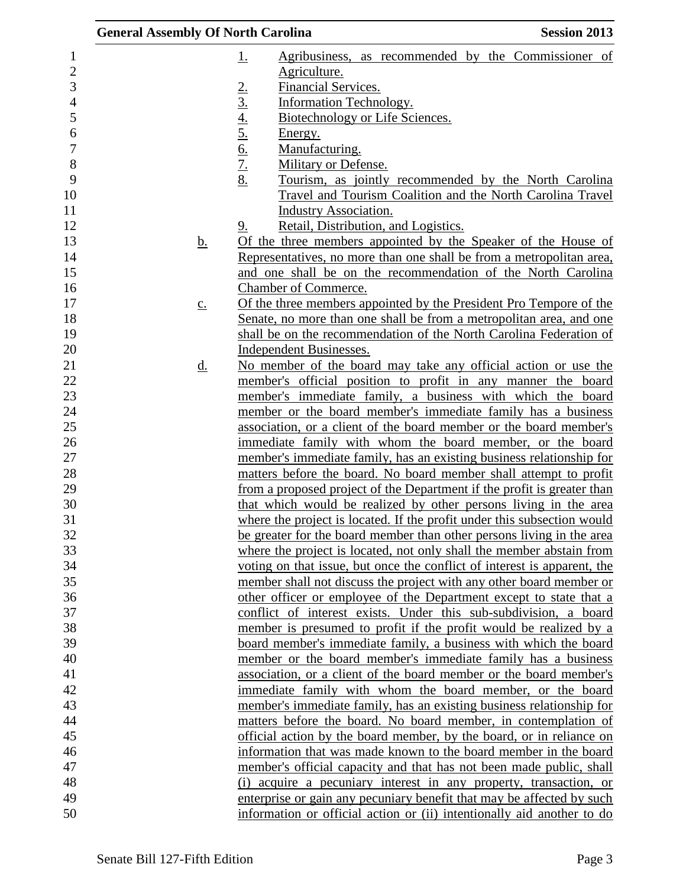1. Agribusiness, as recommended by the Commissioner of Agriculture.
2. Financial Services.
3. Information Technology.
4. Biotechnology or Life Sciences.
5. Energy.
6. Manufacturing.
7. Military or Defense.
8. Tourism, as jointly recommended by the North Carolina Travel and Tourism Coalition and the North Carolina Travel Industry Association.
9. Retail, Distribution, and Logistics.

b. Of the three members appointed by the Speaker of the House of Representatives, no more than one shall be from a metropolitan area, and one shall be on the recommendation of the North Carolina Chamber of Commerce.

c. Of the three members appointed by the President Pro Tempore of the Senate, no more than one shall be from a metropolitan area, and one shall be on the recommendation of the North Carolina Federation of Independent Businesses.

d. No member of the board may take any official action or use the member's official position to profit in any manner the board member's immediate family, a business with which the board member or the board member's immediate family has a business association, or a client of the board member or the board member's immediate family with whom the board member, or the board member's immediate family, has an existing business relationship for matters before the board. No board member shall attempt to profit from a proposed project of the Department if the profit is greater than that which would be realized by other persons living in the area where the project is located. If the profit under this subsection would be greater for the board member than other persons living in the area where the project is located, not only shall the member abstain from voting on that issue, but once the conflict of interest is apparent, the member shall not discuss the project with any other board member or other officer or employee of the Department except to state that a conflict of interest exists. Under this sub-subdivision, a board member is presumed to profit if the profit would be realized by a board member's immediate family, a business with which the board member or the board member's immediate family has a business association, or a client of the board member or the board member's immediate family with whom the board member, or the board member's immediate family, has an existing business relationship for matters before the board. No board member, in contemplation of official action by the board member, by the board, or in reliance on information that was made known to the board member in the board member's official capacity and that has not been made public, shall (i) acquire a pecuniary interest in any property, transaction, or enterprise or gain any pecuniary benefit that may be affected by such information or official action or (ii) intentionally aid another to do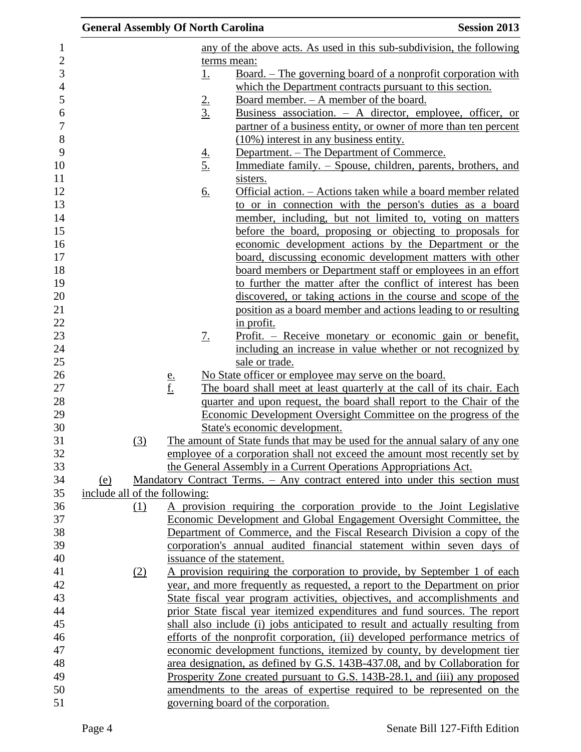any of the above acts. As used in this sub-subdivision, the following terms mean:

1. Board. – The governing board of a nonprofit corporation with which the Department contracts pursuant to this section.
2. Board member. – A member of the board.
3. Business association. – A director, employee, officer, or partner of a business entity, or owner of more than ten percent (10%) interest in any business entity.
4. Department. – The Department of Commerce.
5. Immediate family. – Spouse, children, parents, brothers, and sisters.
6. Official action. – Actions taken while a board member related to or in connection with the person's duties as a board member, including, but not limited to, voting on matters before the board, proposing or objecting to proposals for economic development actions by the Department or the board, discussing economic development matters with other board members or Department staff or employees in an effort to further the matter after the conflict of interest has been discovered, or taking actions in the course and scope of the position as a board member and actions leading to or resulting in profit.
7. Profit. – Receive monetary or economic gain or benefit, including an increase in value whether or not recognized by sale or trade.

e. No State officer or employee may serve on the board.

f. The board shall meet at least quarterly at the call of its chair. Each quarter and upon request, the board shall report to the Chair of the Economic Development Oversight Committee on the progress of the State's economic development.

(3) The amount of State funds that may be used for the annual salary of any one employee of a corporation shall not exceed the amount most recently set by the General Assembly in a Current Operations Appropriations Act.

(e) Mandatory Contract Terms. – Any contract entered into under this section must include all of the following:

(1) A provision requiring the corporation provide to the Joint Legislative Economic Development and Global Engagement Oversight Committee, the Department of Commerce, and the Fiscal Research Division a copy of the corporation's annual audited financial statement within seven days of issuance of the statement.

(2) A provision requiring the corporation to provide, by September 1 of each year, and more frequently as requested, a report to the Department on prior State fiscal year program activities, objectives, and accomplishments and prior State fiscal year itemized expenditures and fund sources. The report shall also include (i) jobs anticipated to result and actually resulting from efforts of the nonprofit corporation, (ii) developed performance metrics of economic development functions, itemized by county, by development tier area designation, as defined by G.S. 143B-437.08, and by Collaboration for Prosperity Zone created pursuant to G.S. 143B-28.1, and (iii) any proposed amendments to the areas of expertise required to be represented on the governing board of the corporation.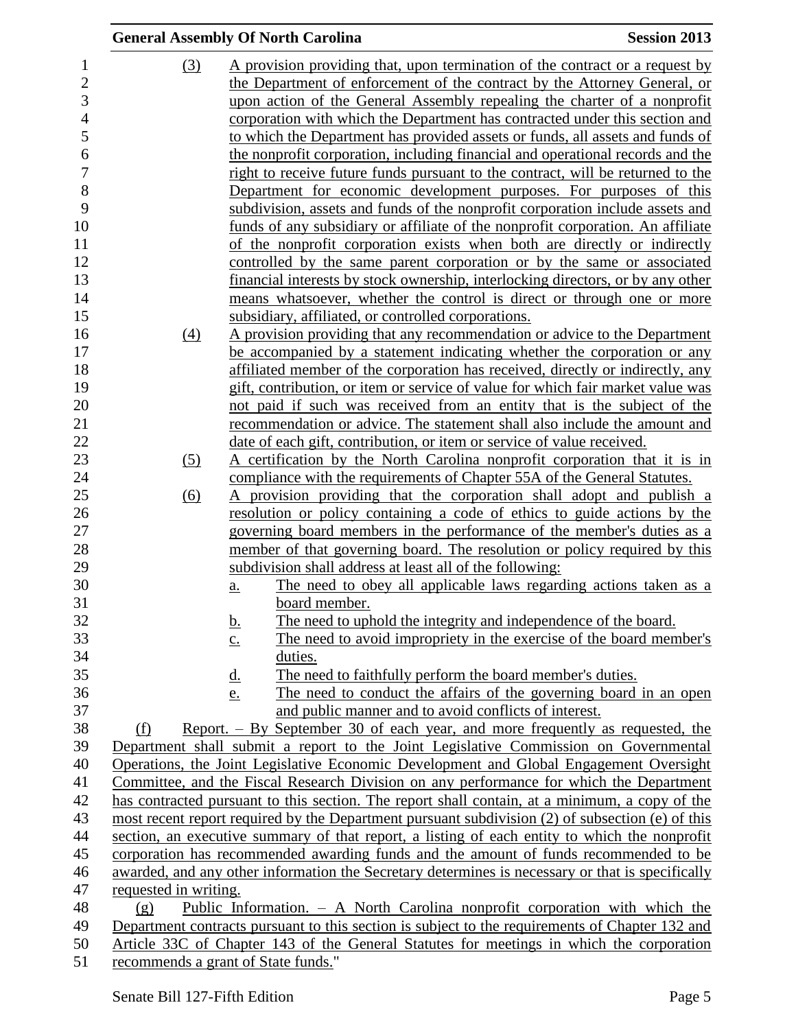(3) A provision providing that, upon termination of the contract or a request by the Department of enforcement of the contract by the Attorney General, or upon action of the General Assembly repealing the charter of a nonprofit corporation with which the Department has contracted under this section and to which the Department has provided assets or funds, all assets and funds of the nonprofit corporation, including financial and operational records and the right to receive future funds pursuant to the contract, will be returned to the Department for economic development purposes. For purposes of this subdivision, assets and funds of the nonprofit corporation include assets and funds of any subsidiary or affiliate of the nonprofit corporation. An affiliate of the nonprofit corporation exists when both are directly or indirectly controlled by the same parent corporation or by the same or associated financial interests by stock ownership, interlocking directors, or by any other means whatsoever, whether the control is direct or through one or more subsidiary, affiliated, or controlled corporations.

(4) A provision providing that any recommendation or advice to the Department be accompanied by a statement indicating whether the corporation or any affiliated member of the corporation has received, directly or indirectly, any gift, contribution, or item or service of value for which fair market value was not paid if such was received from an entity that is the subject of the recommendation or advice. The statement shall also include the amount and date of each gift, contribution, or item or service of value received.

(5) A certification by the North Carolina nonprofit corporation that it is in compliance with the requirements of Chapter 55A of the General Statutes.

(6) A provision providing that the corporation shall adopt and publish a resolution or policy containing a code of ethics to guide actions by the governing board members in the performance of the member's duties as a member of that governing board. The resolution or policy required by this subdivision shall address at least all of the following:

a. The need to obey all applicable laws regarding actions taken as a board member.
b. The need to uphold the integrity and independence of the board.
c. The need to avoid impropriety in the exercise of the board member's duties.
d. The need to faithfully perform the board member's duties.
e. The need to conduct the affairs of the governing board in an open and public manner and to avoid conflicts of interest.

(f) Report. – By September 30 of each year, and more frequently as requested, the Department shall submit a report to the Joint Legislative Commission on Governmental Operations, the Joint Legislative Economic Development and Global Engagement Oversight Committee, and the Fiscal Research Division on any performance for which the Department has contracted pursuant to this section. The report shall contain, at a minimum, a copy of the most recent report required by the Department pursuant subdivision (2) of subsection (e) of this section, an executive summary of that report, a listing of each entity to which the nonprofit corporation has recommended awarding funds and the amount of funds recommended to be awarded, and any other information the Secretary determines is necessary or that is specifically requested in writing.

(g) Public Information. – A North Carolina nonprofit corporation with which the Department contracts pursuant to this section is subject to the requirements of Chapter 132 and Article 33C of Chapter 143 of the General Statutes for meetings in which the corporation recommends a grant of State funds."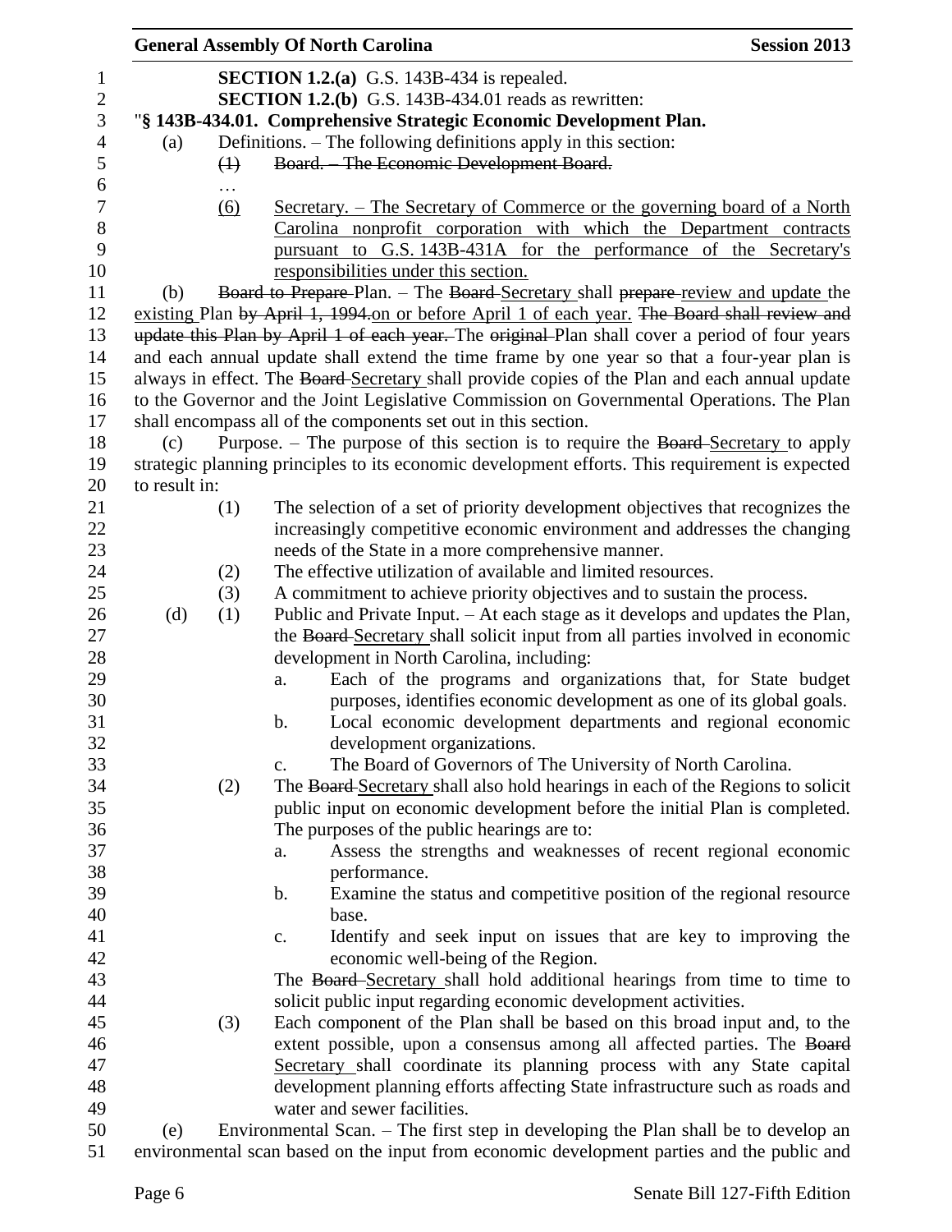**SECTION 1.2.(a)** G.S. 143B-434 is repealed.

**SECTION 1.2.(b)** G.S. 143B-434.01 reads as rewritten:

"**§ 143B-434.01. Comprehensive Strategic Economic Development Plan.**

(a) Definitions. – The following definitions apply in this section:

~~(1) Board. – The Economic Development Board.~~

…

(6) Secretary. – The Secretary of Commerce or the governing board of a North Carolina nonprofit corporation with which the Department contracts pursuant to G.S. 143B-431A for the performance of the Secretary's responsibilities under this section.

(b) ~~Board to Prepare~~ Plan. – The ~~Board~~ Secretary shall ~~prepare~~ review and update the existing Plan ~~by April 1, 1994.~~on or before April 1 of each year. ~~The Board shall review and update this Plan by April 1 of each year.~~ The ~~original~~ Plan shall cover a period of four years and each annual update shall extend the time frame by one year so that a four-year plan is always in effect. The ~~Board~~ Secretary shall provide copies of the Plan and each annual update to the Governor and the Joint Legislative Commission on Governmental Operations. The Plan shall encompass all of the components set out in this section.

(c) Purpose. – The purpose of this section is to require the ~~Board~~ Secretary to apply strategic planning principles to its economic development efforts. This requirement is expected to result in:

(1) The selection of a set of priority development objectives that recognizes the increasingly competitive economic environment and addresses the changing needs of the State in a more comprehensive manner.

(2) The effective utilization of available and limited resources.

(3) A commitment to achieve priority objectives and to sustain the process.

(d) (1) Public and Private Input. – At each stage as it develops and updates the Plan, the ~~Board~~ Secretary shall solicit input from all parties involved in economic development in North Carolina, including:

a. Each of the programs and organizations that, for State budget purposes, identifies economic development as one of its global goals.

b. Local economic development departments and regional economic development organizations.

c. The Board of Governors of The University of North Carolina.

(2) The ~~Board~~ Secretary shall also hold hearings in each of the Regions to solicit public input on economic development before the initial Plan is completed. The purposes of the public hearings are to:

a. Assess the strengths and weaknesses of recent regional economic performance.

b. Examine the status and competitive position of the regional resource base.

c. Identify and seek input on issues that are key to improving the economic well-being of the Region.

The ~~Board~~ Secretary shall hold additional hearings from time to time to solicit public input regarding economic development activities.

(3) Each component of the Plan shall be based on this broad input and, to the extent possible, upon a consensus among all affected parties. The ~~Board~~ Secretary shall coordinate its planning process with any State capital development planning efforts affecting State infrastructure such as roads and water and sewer facilities.

(e) Environmental Scan. – The first step in developing the Plan shall be to develop an environmental scan based on the input from economic development parties and the public and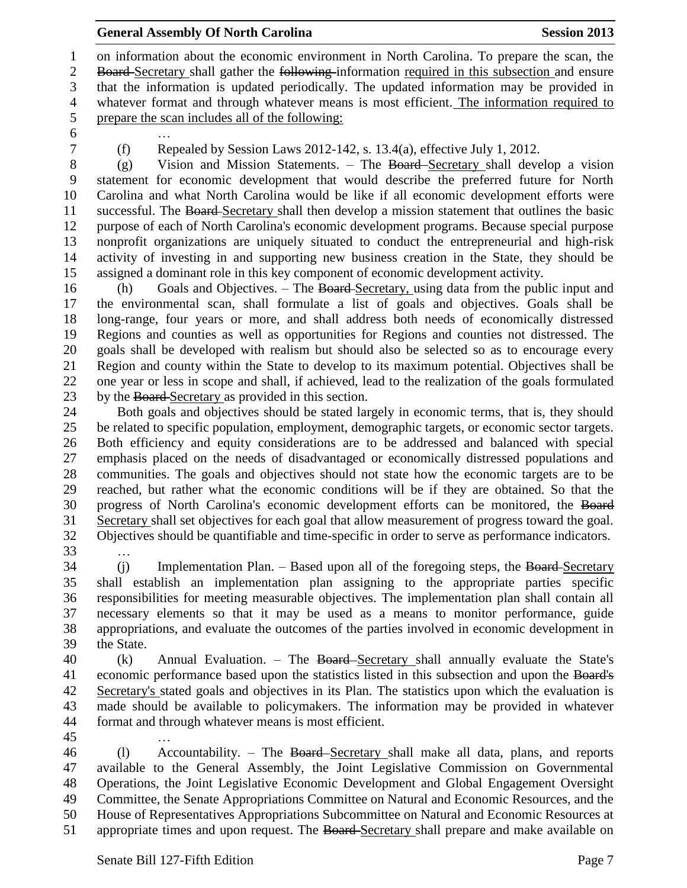on information about the economic environment in North Carolina. To prepare the scan, the ~~Board~~ Secretary shall gather the ~~following~~ information required in this subsection and ensure that the information is updated periodically. The updated information may be provided in whatever format and through whatever means is most efficient. The information required to prepare the scan includes all of the following:

…

(f) Repealed by Session Laws 2012-142, s. 13.4(a), effective July 1, 2012.

(g) Vision and Mission Statements. – The ~~Board~~ Secretary shall develop a vision statement for economic development that would describe the preferred future for North Carolina and what North Carolina would be like if all economic development efforts were successful. The ~~Board~~ Secretary shall then develop a mission statement that outlines the basic purpose of each of North Carolina's economic development programs. Because special purpose nonprofit organizations are uniquely situated to conduct the entrepreneurial and high-risk activity of investing in and supporting new business creation in the State, they should be assigned a dominant role in this key component of economic development activity.

(h) Goals and Objectives. – The ~~Board~~ Secretary, using data from the public input and the environmental scan, shall formulate a list of goals and objectives. Goals shall be long-range, four years or more, and shall address both needs of economically distressed Regions and counties as well as opportunities for Regions and counties not distressed. The goals shall be developed with realism but should also be selected so as to encourage every Region and county within the State to develop to its maximum potential. Objectives shall be one year or less in scope and shall, if achieved, lead to the realization of the goals formulated by the ~~Board~~ Secretary as provided in this section.

Both goals and objectives should be stated largely in economic terms, that is, they should be related to specific population, employment, demographic targets, or economic sector targets. Both efficiency and equity considerations are to be addressed and balanced with special emphasis placed on the needs of disadvantaged or economically distressed populations and communities. The goals and objectives should not state how the economic targets are to be reached, but rather what the economic conditions will be if they are obtained. So that the progress of North Carolina's economic development efforts can be monitored, the ~~Board~~ Secretary shall set objectives for each goal that allow measurement of progress toward the goal. Objectives should be quantifiable and time-specific in order to serve as performance indicators.

…

(j) Implementation Plan. – Based upon all of the foregoing steps, the ~~Board~~ Secretary shall establish an implementation plan assigning to the appropriate parties specific responsibilities for meeting measurable objectives. The implementation plan shall contain all necessary elements so that it may be used as a means to monitor performance, guide appropriations, and evaluate the outcomes of the parties involved in economic development in the State.

(k) Annual Evaluation. – The ~~Board~~ Secretary shall annually evaluate the State's economic performance based upon the statistics listed in this subsection and upon the ~~Board's~~ Secretary's stated goals and objectives in its Plan. The statistics upon which the evaluation is made should be available to policymakers. The information may be provided in whatever format and through whatever means is most efficient.

…

(l) Accountability. – The ~~Board~~ Secretary shall make all data, plans, and reports available to the General Assembly, the Joint Legislative Commission on Governmental Operations, the Joint Legislative Economic Development and Global Engagement Oversight Committee, the Senate Appropriations Committee on Natural and Economic Resources, and the House of Representatives Appropriations Subcommittee on Natural and Economic Resources at appropriate times and upon request. The ~~Board~~ Secretary shall prepare and make available on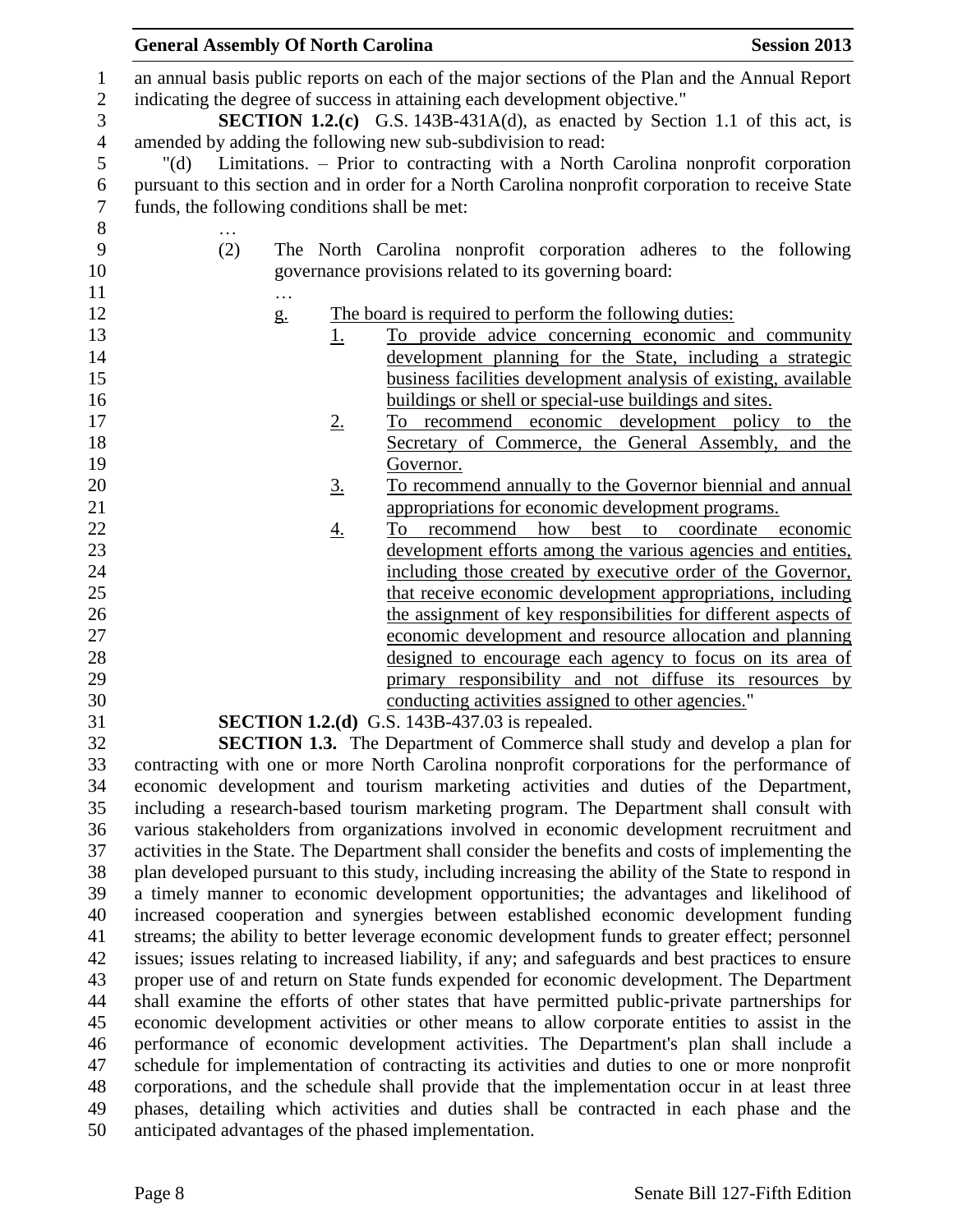an annual basis public reports on each of the major sections of the Plan and the Annual Report indicating the degree of success in attaining each development objective."

**SECTION 1.2.(c)** G.S. 143B-431A(d), as enacted by Section 1.1 of this act, is amended by adding the following new sub-subdivision to read:

"(d) Limitations. – Prior to contracting with a North Carolina nonprofit corporation pursuant to this section and in order for a North Carolina nonprofit corporation to receive State funds, the following conditions shall be met:

…

(2) The North Carolina nonprofit corporation adheres to the following governance provisions related to its governing board:

…

g. The board is required to perform the following duties:

1. To provide advice concerning economic and community development planning for the State, including a strategic business facilities development analysis of existing, available buildings or shell or special-use buildings and sites.
2. To recommend economic development policy to the Secretary of Commerce, the General Assembly, and the Governor.
3. To recommend annually to the Governor biennial and annual appropriations for economic development programs.
4. To recommend how best to coordinate economic development efforts among the various agencies and entities, including those created by executive order of the Governor, that receive economic development appropriations, including the assignment of key responsibilities for different aspects of economic development and resource allocation and planning designed to encourage each agency to focus on its area of primary responsibility and not diffuse its resources by conducting activities assigned to other agencies."

**SECTION 1.2.(d)** G.S. 143B-437.03 is repealed.

**SECTION 1.3.** The Department of Commerce shall study and develop a plan for contracting with one or more North Carolina nonprofit corporations for the performance of economic development and tourism marketing activities and duties of the Department, including a research-based tourism marketing program. The Department shall consult with various stakeholders from organizations involved in economic development recruitment and activities in the State. The Department shall consider the benefits and costs of implementing the plan developed pursuant to this study, including increasing the ability of the State to respond in a timely manner to economic development opportunities; the advantages and likelihood of increased cooperation and synergies between established economic development funding streams; the ability to better leverage economic development funds to greater effect; personnel issues; issues relating to increased liability, if any; and safeguards and best practices to ensure proper use of and return on State funds expended for economic development. The Department shall examine the efforts of other states that have permitted public-private partnerships for economic development activities or other means to allow corporate entities to assist in the performance of economic development activities. The Department's plan shall include a schedule for implementation of contracting its activities and duties to one or more nonprofit corporations, and the schedule shall provide that the implementation occur in at least three phases, detailing which activities and duties shall be contracted in each phase and the anticipated advantages of the phased implementation.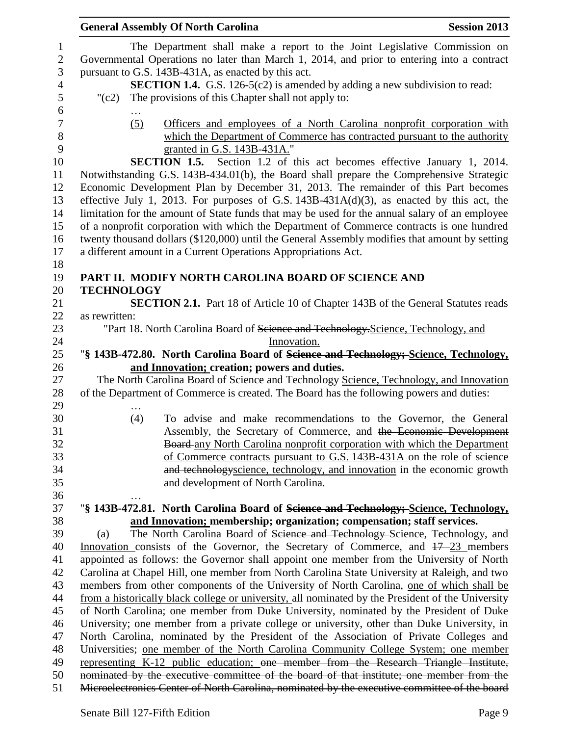The Department shall make a report to the Joint Legislative Commission on Governmental Operations no later than March 1, 2014, and prior to entering into a contract pursuant to G.S. 143B-431A, as enacted by this act.

**SECTION 1.4.** G.S. 126-5(c2) is amended by adding a new subdivision to read:

"(c2) The provisions of this Chapter shall not apply to:

…

<u>(5) Officers and employees of a North Carolina nonprofit corporation with which the Department of Commerce has contracted pursuant to the authority granted in G.S. 143B-431A.</u>"

**SECTION 1.5.** Section 1.2 of this act becomes effective January 1, 2014. Notwithstanding G.S. 143B-434.01(b), the Board shall prepare the Comprehensive Strategic Economic Development Plan by December 31, 2013. The remainder of this Part becomes effective July 1, 2013. For purposes of G.S. 143B-431A(d)(3), as enacted by this act, the limitation for the amount of State funds that may be used for the annual salary of an employee of a nonprofit corporation with which the Department of Commerce contracts is one hundred twenty thousand dollars ($120,000) until the General Assembly modifies that amount by setting a different amount in a Current Operations Appropriations Act.

## PART II. MODIFY NORTH CAROLINA BOARD OF SCIENCE AND TECHNOLOGY

**SECTION 2.1.** Part 18 of Article 10 of Chapter 143B of the General Statutes reads as rewritten:

"Part 18. North Carolina Board of ~~Science and Technology.~~<u>Science, Technology, and Innovation.</u>

"**§ 143B-472.80. North Carolina Board of ~~Science and Technology;~~ <u>Science, Technology, and Innovation;</u> creation; powers and duties.**

The North Carolina Board of ~~Science and Technology~~ <u>Science, Technology, and Innovation</u> of the Department of Commerce is created. The Board has the following powers and duties:

…

(4) To advise and make recommendations to the Governor, the General Assembly, the Secretary of Commerce, and ~~the Economic Development Board~~ <u>any North Carolina nonprofit corporation with which the Department of Commerce contracts pursuant to G.S. 143B-431A</u> on the role of ~~science and technology~~<u>science, technology, and innovation</u> in the economic growth and development of North Carolina.

…

"**§ 143B-472.81. North Carolina Board of ~~Science and Technology;~~ <u>Science, Technology, and Innovation;</u> membership; organization; compensation; staff services.**

(a) The North Carolina Board of ~~Science and Technology~~ <u>Science, Technology, and Innovation</u> consists of the Governor, the Secretary of Commerce, and ~~17~~ <u>23</u> members appointed as follows: the Governor shall appoint one member from the University of North Carolina at Chapel Hill, one member from North Carolina State University at Raleigh, and two members from other components of the University of North Carolina, <u>one of which shall be from a historically black college or university,</u> all nominated by the President of the University of North Carolina; one member from Duke University, nominated by the President of Duke University; one member from a private college or university, other than Duke University, in North Carolina, nominated by the President of the Association of Private Colleges and Universities; <u>one member of the North Carolina Community College System; one member representing K-12 public education;</u> ~~one member from the Research Triangle Institute, nominated by the executive committee of the board of that institute; one member from the Microelectronics Center of North Carolina, nominated by the executive committee of the board~~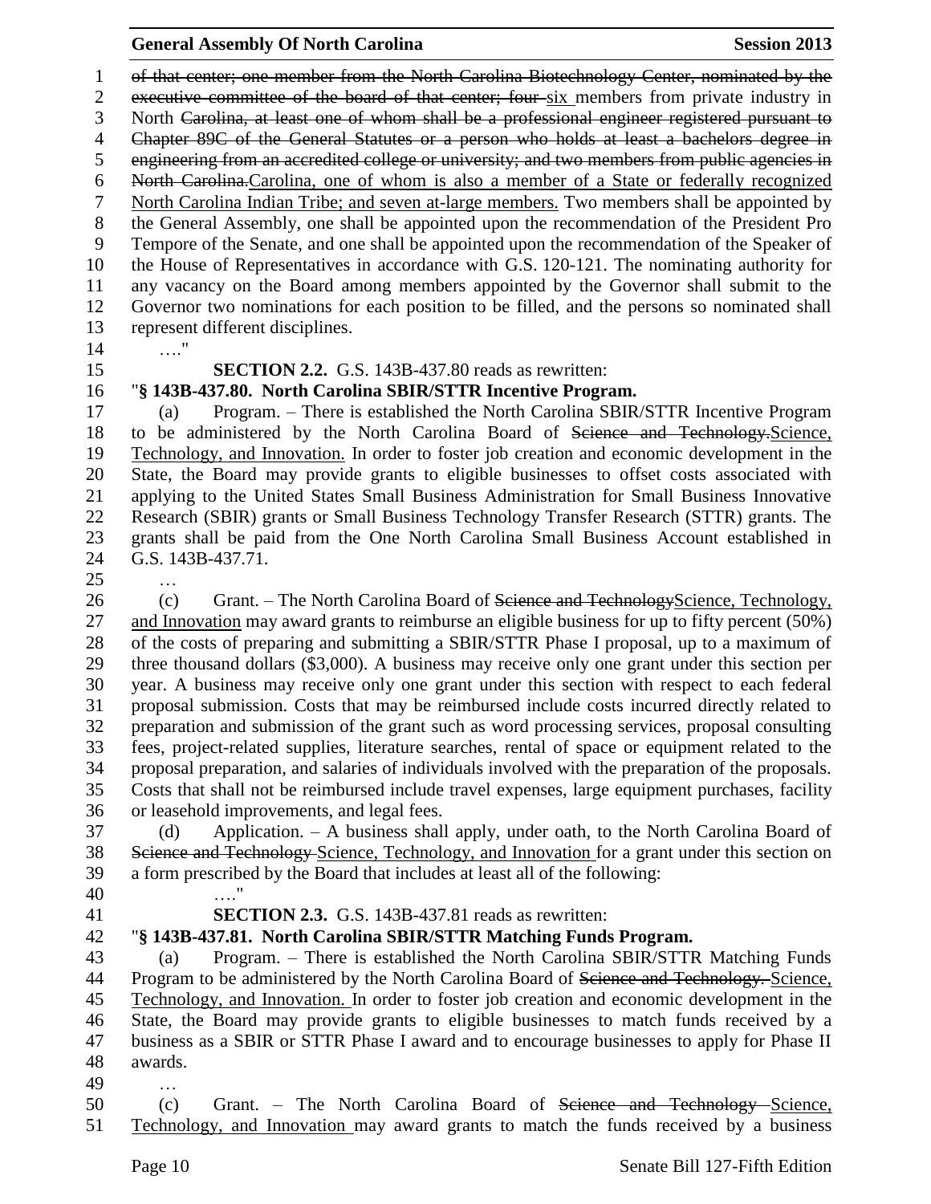~~of that center; one member from the North Carolina Biotechnology Center, nominated by the executive committee of the board of that center; four~~ six members from private industry in North ~~Carolina, at least one of whom shall be a professional engineer registered pursuant to Chapter 89C of the General Statutes or a person who holds at least a bachelors degree in engineering from an accredited college or university; and two members from public agencies in North Carolina.~~Carolina, one of whom is also a member of a State or federally recognized North Carolina Indian Tribe; and seven at-large members. Two members shall be appointed by the General Assembly, one shall be appointed upon the recommendation of the President Pro Tempore of the Senate, and one shall be appointed upon the recommendation of the Speaker of the House of Representatives in accordance with G.S. 120-121. The nominating authority for any vacancy on the Board among members appointed by the Governor shall submit to the Governor two nominations for each position to be filled, and the persons so nominated shall represent different disciplines.

…."

**SECTION 2.2.** G.S. 143B-437.80 reads as rewritten:

"**§ 143B-437.80. North Carolina SBIR/STTR Incentive Program.**

(a) Program. – There is established the North Carolina SBIR/STTR Incentive Program to be administered by the North Carolina Board of ~~Science and Technology.~~Science, Technology, and Innovation. In order to foster job creation and economic development in the State, the Board may provide grants to eligible businesses to offset costs associated with applying to the United States Small Business Administration for Small Business Innovative Research (SBIR) grants or Small Business Technology Transfer Research (STTR) grants. The grants shall be paid from the One North Carolina Small Business Account established in G.S. 143B-437.71.

…

(c) Grant. – The North Carolina Board of ~~Science and Technology~~Science, Technology, and Innovation may award grants to reimburse an eligible business for up to fifty percent (50%) of the costs of preparing and submitting a SBIR/STTR Phase I proposal, up to a maximum of three thousand dollars ($3,000). A business may receive only one grant under this section per year. A business may receive only one grant under this section with respect to each federal proposal submission. Costs that may be reimbursed include costs incurred directly related to preparation and submission of the grant such as word processing services, proposal consulting fees, project-related supplies, literature searches, rental of space or equipment related to the proposal preparation, and salaries of individuals involved with the preparation of the proposals. Costs that shall not be reimbursed include travel expenses, large equipment purchases, facility or leasehold improvements, and legal fees.

(d) Application. – A business shall apply, under oath, to the North Carolina Board of ~~Science and Technology~~ Science, Technology, and Innovation for a grant under this section on a form prescribed by the Board that includes at least all of the following:

…."

**SECTION 2.3.** G.S. 143B-437.81 reads as rewritten:

"**§ 143B-437.81. North Carolina SBIR/STTR Matching Funds Program.**

(a) Program. – There is established the North Carolina SBIR/STTR Matching Funds Program to be administered by the North Carolina Board of ~~Science and Technology.~~ Science, Technology, and Innovation. In order to foster job creation and economic development in the State, the Board may provide grants to eligible businesses to match funds received by a business as a SBIR or STTR Phase I award and to encourage businesses to apply for Phase II awards.

…

(c) Grant. – The North Carolina Board of ~~Science and Technology~~ Science, Technology, and Innovation may award grants to match the funds received by a business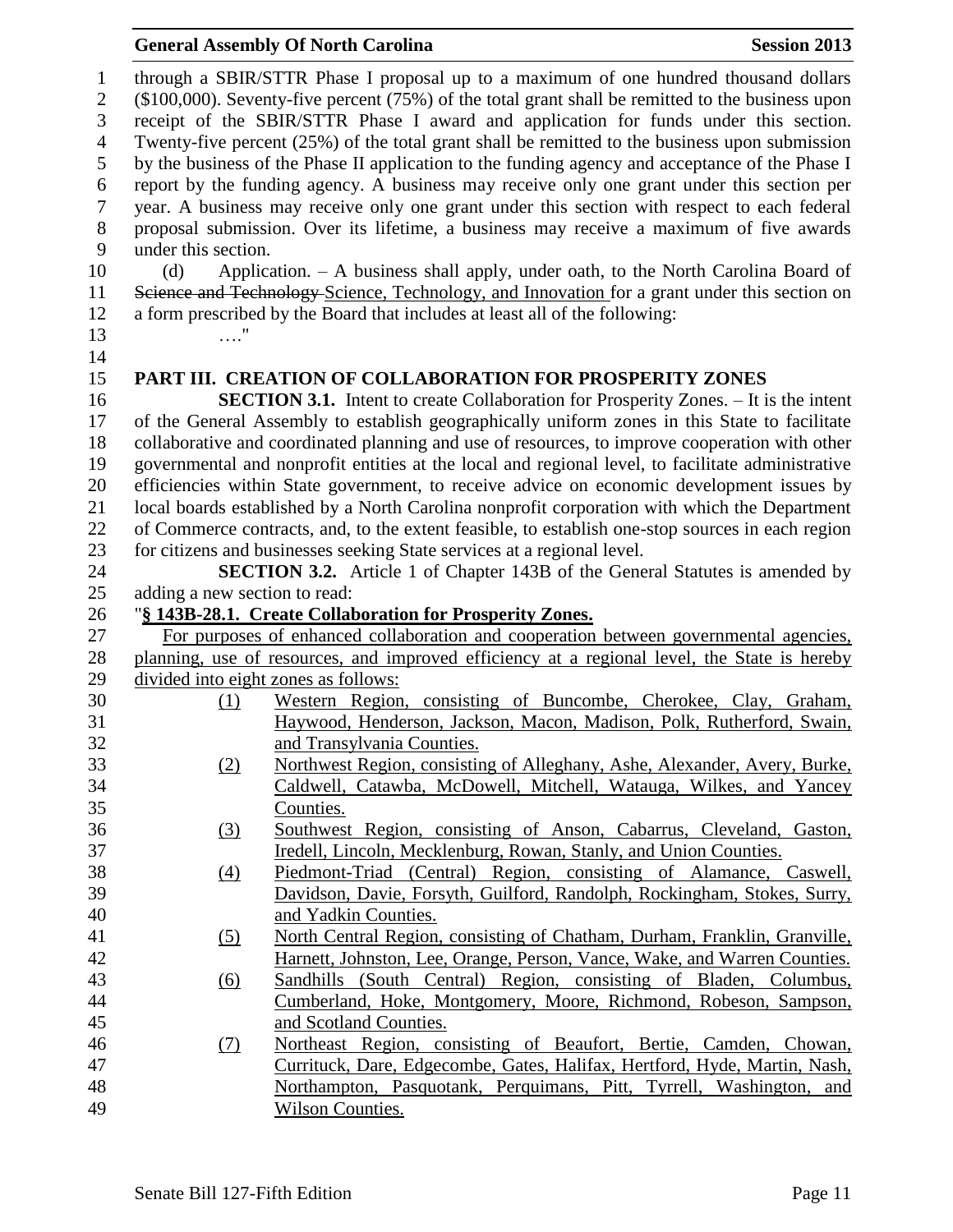through a SBIR/STTR Phase I proposal up to a maximum of one hundred thousand dollars ($100,000). Seventy-five percent (75%) of the total grant shall be remitted to the business upon receipt of the SBIR/STTR Phase I award and application for funds under this section. Twenty-five percent (25%) of the total grant shall be remitted to the business upon submission by the business of the Phase II application to the funding agency and acceptance of the Phase I report by the funding agency. A business may receive only one grant under this section per year. A business may receive only one grant under this section with respect to each federal proposal submission. Over its lifetime, a business may receive a maximum of five awards under this section.

(d) Application. – A business shall apply, under oath, to the North Carolina Board of ~~Science and Technology~~ Science, Technology, and Innovation for a grant under this section on a form prescribed by the Board that includes at least all of the following:

…."

## PART III. CREATION OF COLLABORATION FOR PROSPERITY ZONES

**SECTION 3.1.** Intent to create Collaboration for Prosperity Zones. – It is the intent of the General Assembly to establish geographically uniform zones in this State to facilitate collaborative and coordinated planning and use of resources, to improve cooperation with other governmental and nonprofit entities at the local and regional level, to facilitate administrative efficiencies within State government, to receive advice on economic development issues by local boards established by a North Carolina nonprofit corporation with which the Department of Commerce contracts, and, to the extent feasible, to establish one-stop sources in each region for citizens and businesses seeking State services at a regional level.

**SECTION 3.2.** Article 1 of Chapter 143B of the General Statutes is amended by adding a new section to read:

"**§ 143B-28.1. Create Collaboration for Prosperity Zones.**

For purposes of enhanced collaboration and cooperation between governmental agencies, planning, use of resources, and improved efficiency at a regional level, the State is hereby divided into eight zones as follows:

(1) Western Region, consisting of Buncombe, Cherokee, Clay, Graham, Haywood, Henderson, Jackson, Macon, Madison, Polk, Rutherford, Swain, and Transylvania Counties.

(2) Northwest Region, consisting of Alleghany, Ashe, Alexander, Avery, Burke, Caldwell, Catawba, McDowell, Mitchell, Watauga, Wilkes, and Yancey Counties.

(3) Southwest Region, consisting of Anson, Cabarrus, Cleveland, Gaston, Iredell, Lincoln, Mecklenburg, Rowan, Stanly, and Union Counties.

(4) Piedmont-Triad (Central) Region, consisting of Alamance, Caswell, Davidson, Davie, Forsyth, Guilford, Randolph, Rockingham, Stokes, Surry, and Yadkin Counties.

(5) North Central Region, consisting of Chatham, Durham, Franklin, Granville, Harnett, Johnston, Lee, Orange, Person, Vance, Wake, and Warren Counties.

(6) Sandhills (South Central) Region, consisting of Bladen, Columbus, Cumberland, Hoke, Montgomery, Moore, Richmond, Robeson, Sampson, and Scotland Counties.

(7) Northeast Region, consisting of Beaufort, Bertie, Camden, Chowan, Currituck, Dare, Edgecombe, Gates, Halifax, Hertford, Hyde, Martin, Nash, Northampton, Pasquotank, Perquimans, Pitt, Tyrrell, Washington, and Wilson Counties.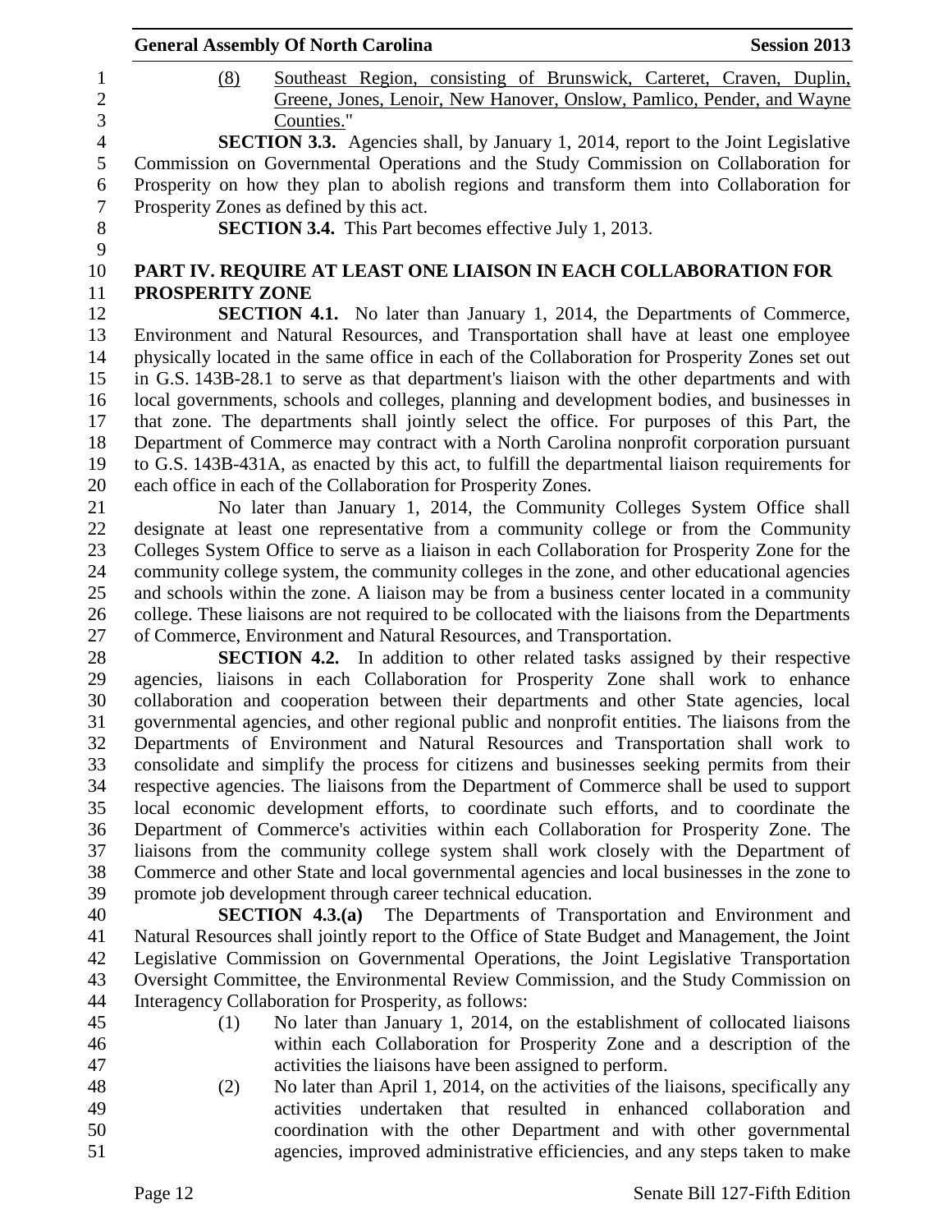(8) Southeast Region, consisting of Brunswick, Carteret, Craven, Duplin, Greene, Jones, Lenoir, New Hanover, Onslow, Pamlico, Pender, and Wayne Counties."

**SECTION 3.3.** Agencies shall, by January 1, 2014, report to the Joint Legislative Commission on Governmental Operations and the Study Commission on Collaboration for Prosperity on how they plan to abolish regions and transform them into Collaboration for Prosperity Zones as defined by this act.

**SECTION 3.4.** This Part becomes effective July 1, 2013.

## PART IV. REQUIRE AT LEAST ONE LIAISON IN EACH COLLABORATION FOR PROSPERITY ZONE

**SECTION 4.1.** No later than January 1, 2014, the Departments of Commerce, Environment and Natural Resources, and Transportation shall have at least one employee physically located in the same office in each of the Collaboration for Prosperity Zones set out in G.S. 143B-28.1 to serve as that department's liaison with the other departments and with local governments, schools and colleges, planning and development bodies, and businesses in that zone. The departments shall jointly select the office. For purposes of this Part, the Department of Commerce may contract with a North Carolina nonprofit corporation pursuant to G.S. 143B-431A, as enacted by this act, to fulfill the departmental liaison requirements for each office in each of the Collaboration for Prosperity Zones.

No later than January 1, 2014, the Community Colleges System Office shall designate at least one representative from a community college or from the Community Colleges System Office to serve as a liaison in each Collaboration for Prosperity Zone for the community college system, the community colleges in the zone, and other educational agencies and schools within the zone. A liaison may be from a business center located in a community college. These liaisons are not required to be collocated with the liaisons from the Departments of Commerce, Environment and Natural Resources, and Transportation.

**SECTION 4.2.** In addition to other related tasks assigned by their respective agencies, liaisons in each Collaboration for Prosperity Zone shall work to enhance collaboration and cooperation between their departments and other State agencies, local governmental agencies, and other regional public and nonprofit entities. The liaisons from the Departments of Environment and Natural Resources and Transportation shall work to consolidate and simplify the process for citizens and businesses seeking permits from their respective agencies. The liaisons from the Department of Commerce shall be used to support local economic development efforts, to coordinate such efforts, and to coordinate the Department of Commerce's activities within each Collaboration for Prosperity Zone. The liaisons from the community college system shall work closely with the Department of Commerce and other State and local governmental agencies and local businesses in the zone to promote job development through career technical education.

**SECTION 4.3.(a)** The Departments of Transportation and Environment and Natural Resources shall jointly report to the Office of State Budget and Management, the Joint Legislative Commission on Governmental Operations, the Joint Legislative Transportation Oversight Committee, the Environmental Review Commission, and the Study Commission on Interagency Collaboration for Prosperity, as follows:

(1) No later than January 1, 2014, on the establishment of collocated liaisons within each Collaboration for Prosperity Zone and a description of the activities the liaisons have been assigned to perform.

(2) No later than April 1, 2014, on the activities of the liaisons, specifically any activities undertaken that resulted in enhanced collaboration and coordination with the other Department and with other governmental agencies, improved administrative efficiencies, and any steps taken to make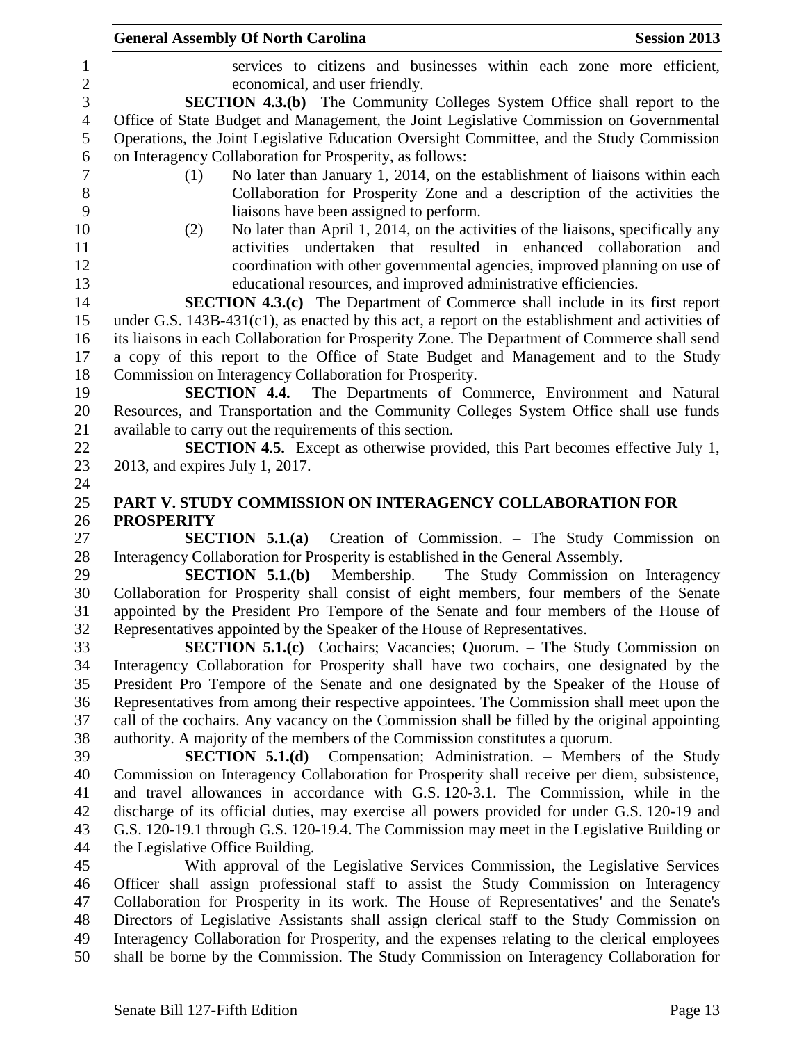services to citizens and businesses within each zone more efficient, economical, and user friendly.

**SECTION 4.3.(b)** The Community Colleges System Office shall report to the Office of State Budget and Management, the Joint Legislative Commission on Governmental Operations, the Joint Legislative Education Oversight Committee, and the Study Commission on Interagency Collaboration for Prosperity, as follows:

(1) No later than January 1, 2014, on the establishment of liaisons within each Collaboration for Prosperity Zone and a description of the activities the liaisons have been assigned to perform.

(2) No later than April 1, 2014, on the activities of the liaisons, specifically any activities undertaken that resulted in enhanced collaboration and coordination with other governmental agencies, improved planning on use of educational resources, and improved administrative efficiencies.

**SECTION 4.3.(c)** The Department of Commerce shall include in its first report under G.S. 143B-431(c1), as enacted by this act, a report on the establishment and activities of its liaisons in each Collaboration for Prosperity Zone. The Department of Commerce shall send a copy of this report to the Office of State Budget and Management and to the Study Commission on Interagency Collaboration for Prosperity.

**SECTION 4.4.** The Departments of Commerce, Environment and Natural Resources, and Transportation and the Community Colleges System Office shall use funds available to carry out the requirements of this section.

**SECTION 4.5.** Except as otherwise provided, this Part becomes effective July 1, 2013, and expires July 1, 2017.

## PART V. STUDY COMMISSION ON INTERAGENCY COLLABORATION FOR PROSPERITY

**SECTION 5.1.(a)** Creation of Commission. – The Study Commission on Interagency Collaboration for Prosperity is established in the General Assembly.

**SECTION 5.1.(b)** Membership. – The Study Commission on Interagency Collaboration for Prosperity shall consist of eight members, four members of the Senate appointed by the President Pro Tempore of the Senate and four members of the House of Representatives appointed by the Speaker of the House of Representatives.

**SECTION 5.1.(c)** Cochairs; Vacancies; Quorum. – The Study Commission on Interagency Collaboration for Prosperity shall have two cochairs, one designated by the President Pro Tempore of the Senate and one designated by the Speaker of the House of Representatives from among their respective appointees. The Commission shall meet upon the call of the cochairs. Any vacancy on the Commission shall be filled by the original appointing authority. A majority of the members of the Commission constitutes a quorum.

**SECTION 5.1.(d)** Compensation; Administration. – Members of the Study Commission on Interagency Collaboration for Prosperity shall receive per diem, subsistence, and travel allowances in accordance with G.S. 120-3.1. The Commission, while in the discharge of its official duties, may exercise all powers provided for under G.S. 120-19 and G.S. 120-19.1 through G.S. 120-19.4. The Commission may meet in the Legislative Building or the Legislative Office Building.

With approval of the Legislative Services Commission, the Legislative Services Officer shall assign professional staff to assist the Study Commission on Interagency Collaboration for Prosperity in its work. The House of Representatives' and the Senate's Directors of Legislative Assistants shall assign clerical staff to the Study Commission on Interagency Collaboration for Prosperity, and the expenses relating to the clerical employees shall be borne by the Commission. The Study Commission on Interagency Collaboration for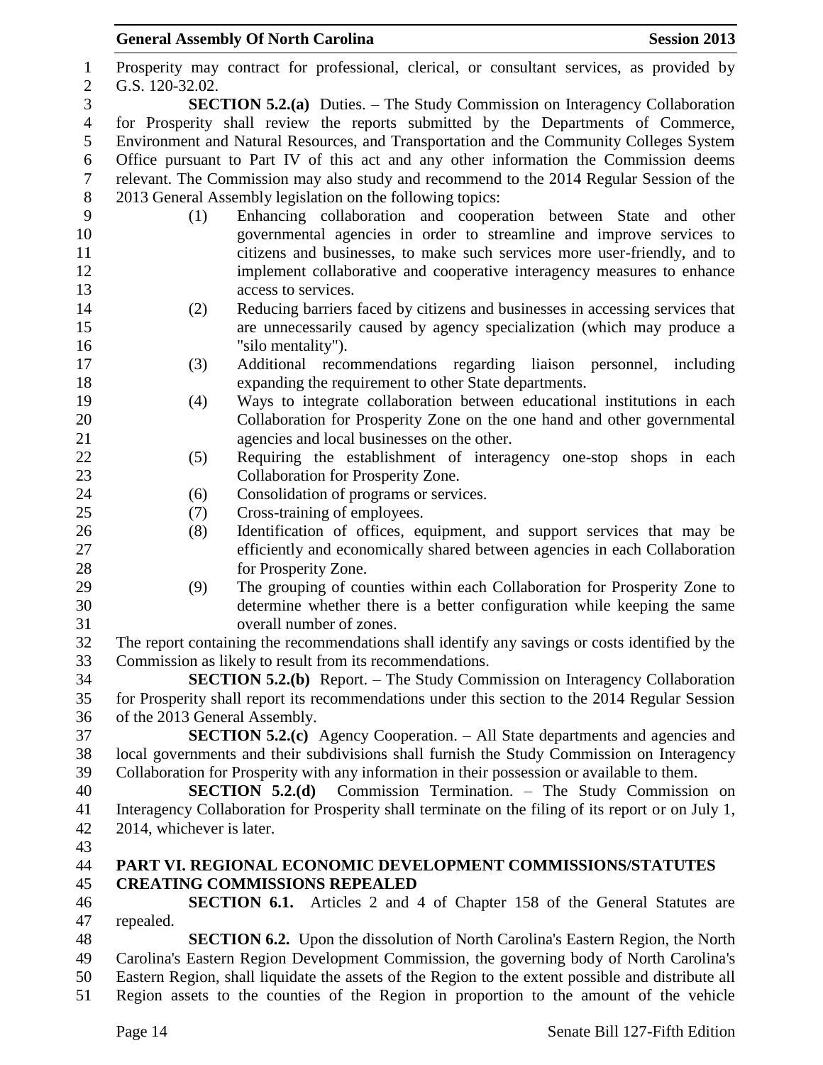Prosperity may contract for professional, clerical, or consultant services, as provided by G.S. 120-32.02.

**SECTION 5.2.(a)** Duties. – The Study Commission on Interagency Collaboration for Prosperity shall review the reports submitted by the Departments of Commerce, Environment and Natural Resources, and Transportation and the Community Colleges System Office pursuant to Part IV of this act and any other information the Commission deems relevant. The Commission may also study and recommend to the 2014 Regular Session of the 2013 General Assembly legislation on the following topics:

(1) Enhancing collaboration and cooperation between State and other governmental agencies in order to streamline and improve services to citizens and businesses, to make such services more user-friendly, and to implement collaborative and cooperative interagency measures to enhance access to services.

(2) Reducing barriers faced by citizens and businesses in accessing services that are unnecessarily caused by agency specialization (which may produce a "silo mentality").

(3) Additional recommendations regarding liaison personnel, including expanding the requirement to other State departments.

(4) Ways to integrate collaboration between educational institutions in each Collaboration for Prosperity Zone on the one hand and other governmental agencies and local businesses on the other.

(5) Requiring the establishment of interagency one-stop shops in each Collaboration for Prosperity Zone.

(6) Consolidation of programs or services.

(7) Cross-training of employees.

(8) Identification of offices, equipment, and support services that may be efficiently and economically shared between agencies in each Collaboration for Prosperity Zone.

(9) The grouping of counties within each Collaboration for Prosperity Zone to determine whether there is a better configuration while keeping the same overall number of zones.

The report containing the recommendations shall identify any savings or costs identified by the Commission as likely to result from its recommendations.

**SECTION 5.2.(b)** Report. – The Study Commission on Interagency Collaboration for Prosperity shall report its recommendations under this section to the 2014 Regular Session of the 2013 General Assembly.

**SECTION 5.2.(c)** Agency Cooperation. – All State departments and agencies and local governments and their subdivisions shall furnish the Study Commission on Interagency Collaboration for Prosperity with any information in their possession or available to them.

**SECTION 5.2.(d)** Commission Termination. – The Study Commission on Interagency Collaboration for Prosperity shall terminate on the filing of its report or on July 1, 2014, whichever is later.

## PART VI. REGIONAL ECONOMIC DEVELOPMENT COMMISSIONS/STATUTES CREATING COMMISSIONS REPEALED

**SECTION 6.1.** Articles 2 and 4 of Chapter 158 of the General Statutes are repealed.

**SECTION 6.2.** Upon the dissolution of North Carolina's Eastern Region, the North Carolina's Eastern Region Development Commission, the governing body of North Carolina's Eastern Region, shall liquidate the assets of the Region to the extent possible and distribute all Region assets to the counties of the Region in proportion to the amount of the vehicle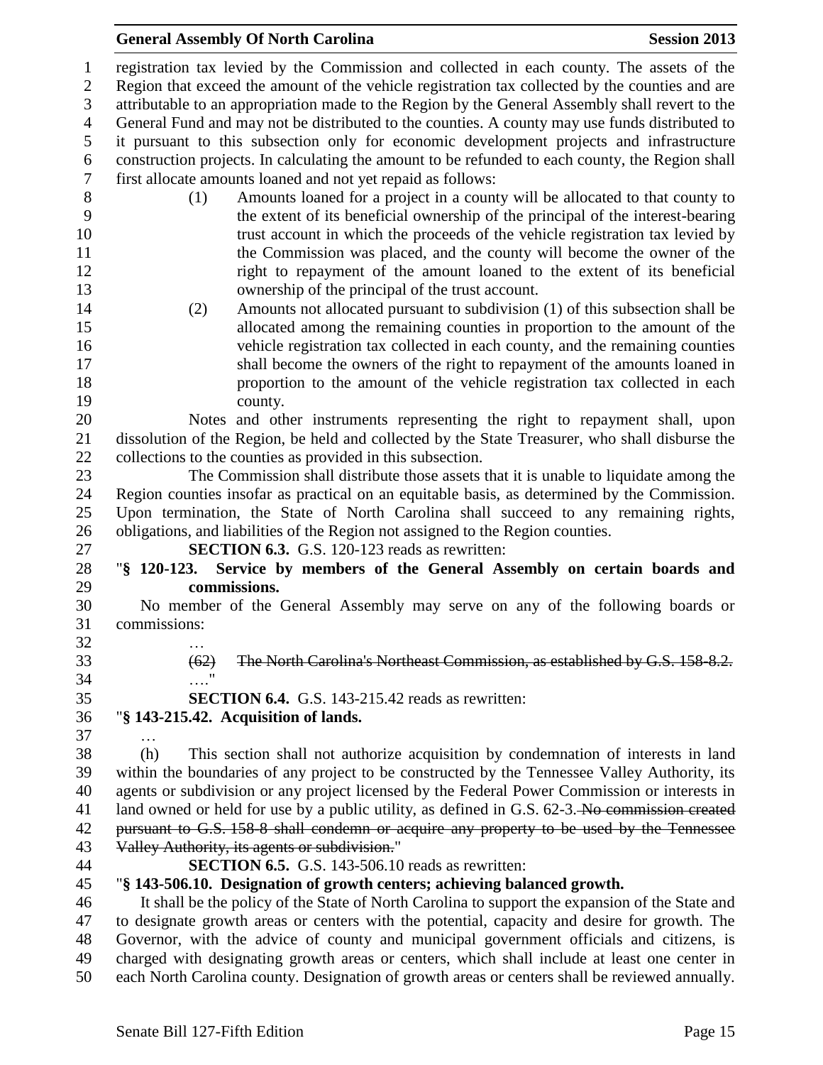registration tax levied by the Commission and collected in each county. The assets of the Region that exceed the amount of the vehicle registration tax collected by the counties and are attributable to an appropriation made to the Region by the General Assembly shall revert to the General Fund and may not be distributed to the counties. A county may use funds distributed to it pursuant to this subsection only for economic development projects and infrastructure construction projects. In calculating the amount to be refunded to each county, the Region shall first allocate amounts loaned and not yet repaid as follows:

(1) Amounts loaned for a project in a county will be allocated to that county to the extent of its beneficial ownership of the principal of the interest-bearing trust account in which the proceeds of the vehicle registration tax levied by the Commission was placed, and the county will become the owner of the right to repayment of the amount loaned to the extent of its beneficial ownership of the principal of the trust account.

(2) Amounts not allocated pursuant to subdivision (1) of this subsection shall be allocated among the remaining counties in proportion to the amount of the vehicle registration tax collected in each county, and the remaining counties shall become the owners of the right to repayment of the amounts loaned in proportion to the amount of the vehicle registration tax collected in each county.

Notes and other instruments representing the right to repayment shall, upon dissolution of the Region, be held and collected by the State Treasurer, who shall disburse the collections to the counties as provided in this subsection.

The Commission shall distribute those assets that it is unable to liquidate among the Region counties insofar as practical on an equitable basis, as determined by the Commission. Upon termination, the State of North Carolina shall succeed to any remaining rights, obligations, and liabilities of the Region not assigned to the Region counties.

**SECTION 6.3.** G.S. 120-123 reads as rewritten:

"**§ 120-123. Service by members of the General Assembly on certain boards and commissions.**

No member of the General Assembly may serve on any of the following boards or commissions:

…

~~(62) The North Carolina's Northeast Commission, as established by G.S. 158-8.2.~~

…."

**SECTION 6.4.** G.S. 143-215.42 reads as rewritten:

"**§ 143-215.42. Acquisition of lands.**

…

(h) This section shall not authorize acquisition by condemnation of interests in land within the boundaries of any project to be constructed by the Tennessee Valley Authority, its agents or subdivision or any project licensed by the Federal Power Commission or interests in land owned or held for use by a public utility, as defined in G.S. 62-3. ~~No commission created pursuant to G.S. 158-8 shall condemn or acquire any property to be used by the Tennessee Valley Authority, its agents or subdivision.~~"

**SECTION 6.5.** G.S. 143-506.10 reads as rewritten:

"**§ 143-506.10. Designation of growth centers; achieving balanced growth.**

It shall be the policy of the State of North Carolina to support the expansion of the State and to designate growth areas or centers with the potential, capacity and desire for growth. The Governor, with the advice of county and municipal government officials and citizens, is charged with designating growth areas or centers, which shall include at least one center in each North Carolina county. Designation of growth areas or centers shall be reviewed annually.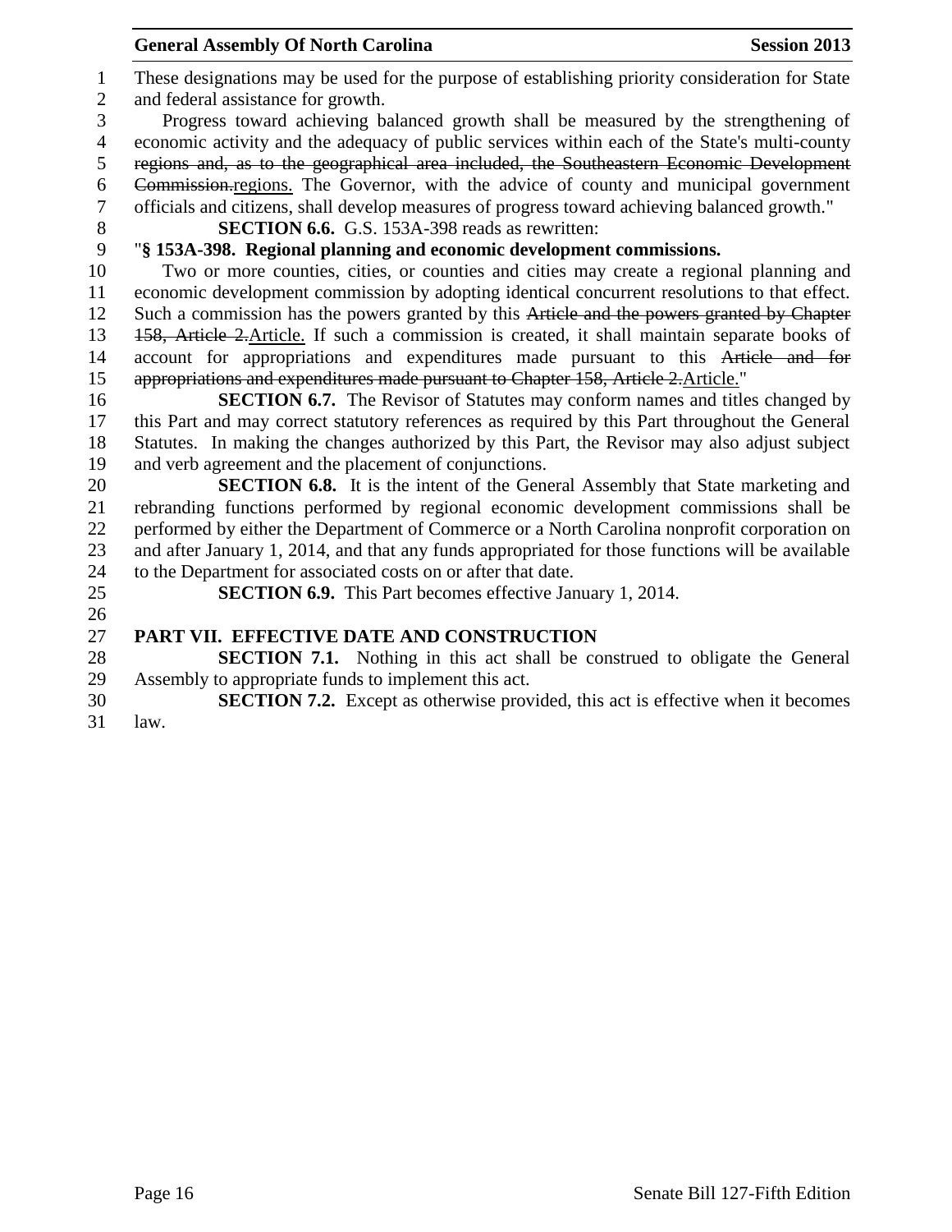These designations may be used for the purpose of establishing priority consideration for State and federal assistance for growth.

Progress toward achieving balanced growth shall be measured by the strengthening of economic activity and the adequacy of public services within each of the State's multi-county ~~regions and, as to the geographical area included, the Southeastern Economic Development Commission.~~regions. The Governor, with the advice of county and municipal government officials and citizens, shall develop measures of progress toward achieving balanced growth."

**SECTION 6.6.** G.S. 153A-398 reads as rewritten:

"**§ 153A-398. Regional planning and economic development commissions.**

Two or more counties, cities, or counties and cities may create a regional planning and economic development commission by adopting identical concurrent resolutions to that effect. Such a commission has the powers granted by this ~~Article and the powers granted by Chapter 158, Article 2.~~Article. If such a commission is created, it shall maintain separate books of account for appropriations and expenditures made pursuant to this ~~Article and for appropriations and expenditures made pursuant to Chapter 158, Article 2.~~Article."

**SECTION 6.7.** The Revisor of Statutes may conform names and titles changed by this Part and may correct statutory references as required by this Part throughout the General Statutes. In making the changes authorized by this Part, the Revisor may also adjust subject and verb agreement and the placement of conjunctions.

**SECTION 6.8.** It is the intent of the General Assembly that State marketing and rebranding functions performed by regional economic development commissions shall be performed by either the Department of Commerce or a North Carolina nonprofit corporation on and after January 1, 2014, and that any funds appropriated for those functions will be available to the Department for associated costs on or after that date.

**SECTION 6.9.** This Part becomes effective January 1, 2014.

## PART VII. EFFECTIVE DATE AND CONSTRUCTION

**SECTION 7.1.** Nothing in this act shall be construed to obligate the General Assembly to appropriate funds to implement this act.

**SECTION 7.2.** Except as otherwise provided, this act is effective when it becomes law.